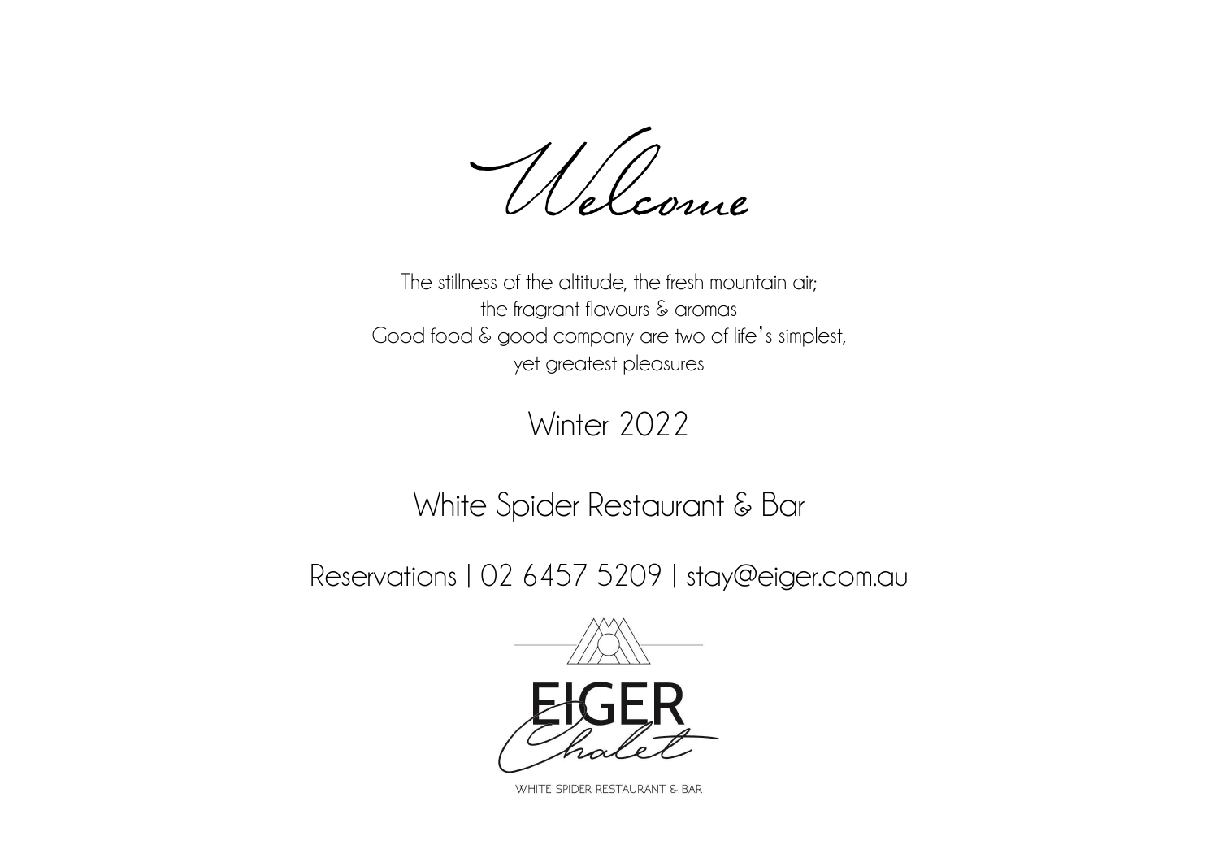# Welcome

The stillness of the altitude, the fresh mountain air;
the fragrant flavours & aromas
Good food & good company are two of life's simplest,
yet greatest pleasures

## Winter 2022

## White Spider Restaurant & Bar

Reservations | 02 6457 5209 | stay@eiger.com.au

EIGER
Chalet

WHITE SPIDER RESTAURANT & BAR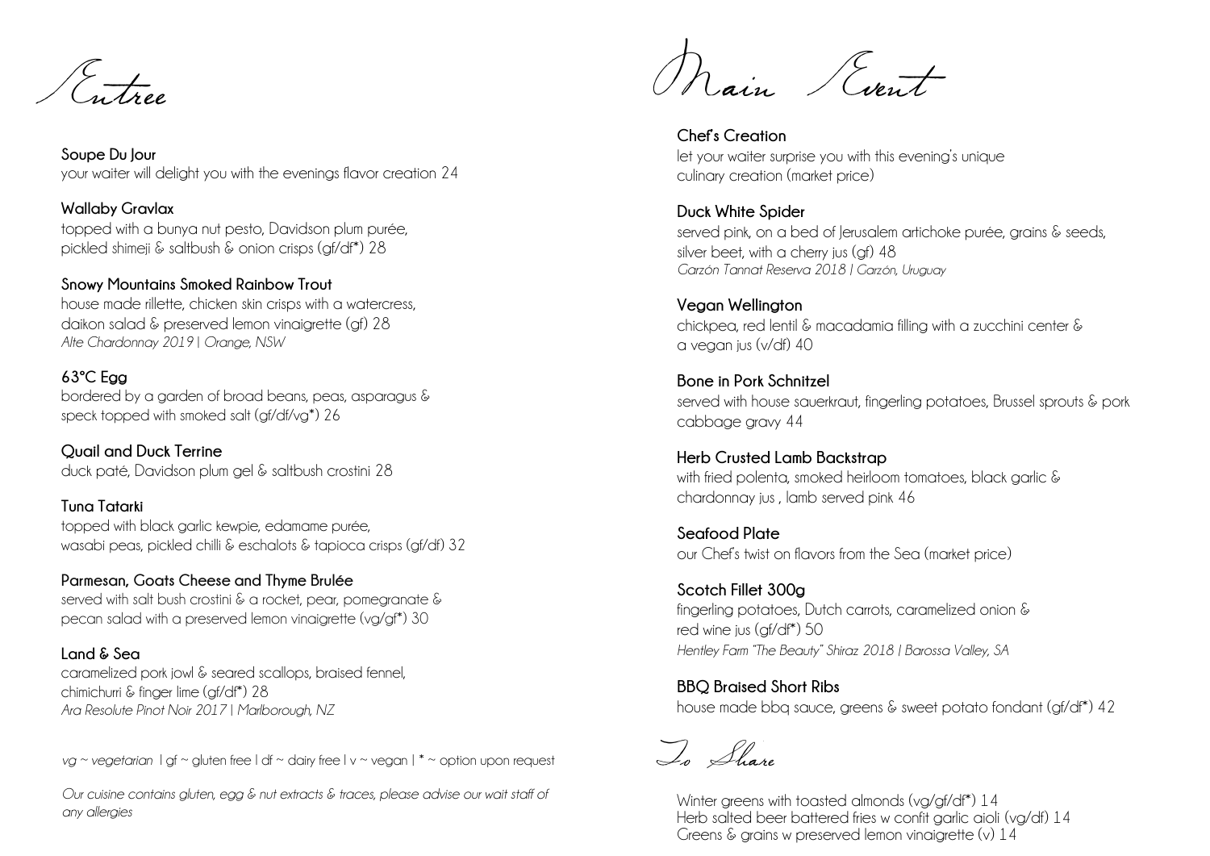# Entree

**Soupe Du Jour**
your waiter will delight you with the evenings flavor creation 24

**Wallaby Gravlax**
topped with a bunya nut pesto, Davidson plum purée, pickled shimeji & saltbush & onion crisps (gf/df*) 28

**Snowy Mountains Smoked Rainbow Trout**
house made rillette, chicken skin crisps with a watercress, daikon salad & preserved lemon vinaigrette (gf) 28
*Alte Chardonnay 2019 | Orange, NSW*

**63°C Egg**
bordered by a garden of broad beans, peas, asparagus & speck topped with smoked salt (gf/df/vg*) 26

**Quail and Duck Terrine**
duck paté, Davidson plum gel & saltbush crostini 28

**Tuna Tatarki**
topped with black garlic kewpie, edamame purée, wasabi peas, pickled chilli & eschalots & tapioca crisps (gf/df) 32

**Parmesan, Goats Cheese and Thyme Brulée**
served with salt bush crostini & a rocket, pear, pomegranate & pecan salad with a preserved lemon vinaigrette (vg/gf*) 30

**Land & Sea**
caramelized pork jowl & seared scallops, braised fennel, chimichurri & finger lime (gf/df*) 28
*Ara Resolute Pinot Noir 2017 | Marlborough, NZ*

*vg ~ vegetarian | gf ~ gluten free | df ~ dairy free | v ~ vegan | * ~ option upon request*

*Our cuisine contains gluten, egg & nut extracts & traces, please advise our wait staff of any allergies*

# Main Event

**Chef's Creation**
let your waiter surprise you with this evening's unique culinary creation (market price)

**Duck White Spider**
served pink, on a bed of Jerusalem artichoke purée, grains & seeds, silver beet, with a cherry jus (gf) 48
*Garzón Tannat Reserva 2018 | Garzón, Uruguay*

**Vegan Wellington**
chickpea, red lentil & macadamia filling with a zucchini center & a vegan jus (v/df) 40

**Bone in Pork Schnitzel**
served with house sauerkraut, fingerling potatoes, Brussel sprouts & pork cabbage gravy 44

**Herb Crusted Lamb Backstrap**
with fried polenta, smoked heirloom tomatoes, black garlic & chardonnay jus , lamb served pink 46

**Seafood Plate**
our Chef's twist on flavors from the Sea (market price)

**Scotch Fillet 300g**
fingerling potatoes, Dutch carrots, caramelized onion & red wine jus (gf/df*) 50
*Hentley Farm "The Beauty" Shiraz 2018 | Barossa Valley, SA*

**BBQ Braised Short Ribs**
house made bbq sauce, greens & sweet potato fondant (gf/df*) 42

# To Share

Winter greens with toasted almonds (vg/gf/df*) 14
Herb salted beer battered fries w confit garlic aioli (vg/df) 14
Greens & grains w preserved lemon vinaigrette (v) 14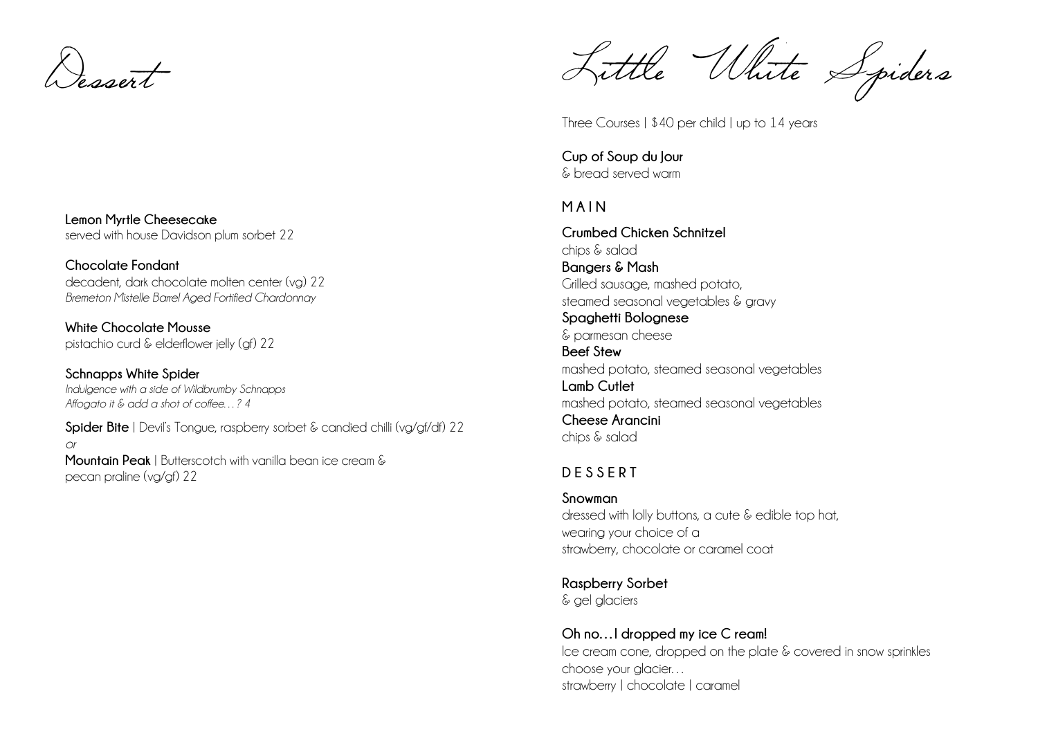# Dessert

**Lemon Myrtle Cheesecake**
served with house Davidson plum sorbet 22

**Chocolate Fondant**
decadent, dark chocolate molten center (vg) 22
*Bremeton Mistelle Barrel Aged Fortified Chardonnay*

**White Chocolate Mousse**
pistachio curd & elderflower jelly (gf) 22

**Schnapps White Spider**
*Indulgence with a side of Wildbrumby Schnapps*
*Affogato it & add a shot of coffee…? 4*

**Spider Bite** | Devil's Tongue, raspberry sorbet & candied chilli (vg/gf/df) 22
*or*
**Mountain Peak** | Butterscotch with vanilla bean ice cream & pecan praline (vg/gf) 22

# Little White Spiders

Three Courses | $40 per child | up to 14 years

**Cup of Soup du Jour**
& bread served warm

## MAIN

**Crumbed Chicken Schnitzel**
chips & salad
**Bangers & Mash**
Grilled sausage, mashed potato, steamed seasonal vegetables & gravy
**Spaghetti Bolognese**
& parmesan cheese
**Beef Stew**
mashed potato, steamed seasonal vegetables
**Lamb Cutlet**
mashed potato, steamed seasonal vegetables
**Cheese Arancini**
chips & salad

## DESSERT

**Snowman**
dressed with lolly buttons, a cute & edible top hat, wearing your choice of a strawberry, chocolate or caramel coat

**Raspberry Sorbet**
& gel glaciers

**Oh no…I dropped my ice C ream!**
Ice cream cone, dropped on the plate & covered in snow sprinkles
choose your glacier…
strawberry | chocolate | caramel